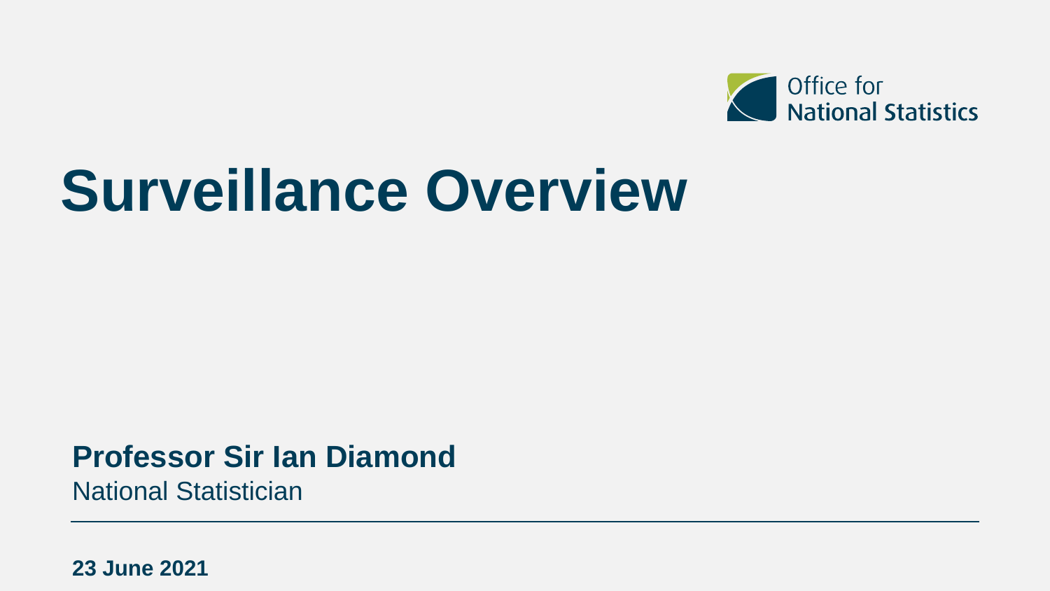Office for National Statistics

# Surveillance Overview

**Professor Sir Ian Diamond**

National Statistician

**23 June 2021**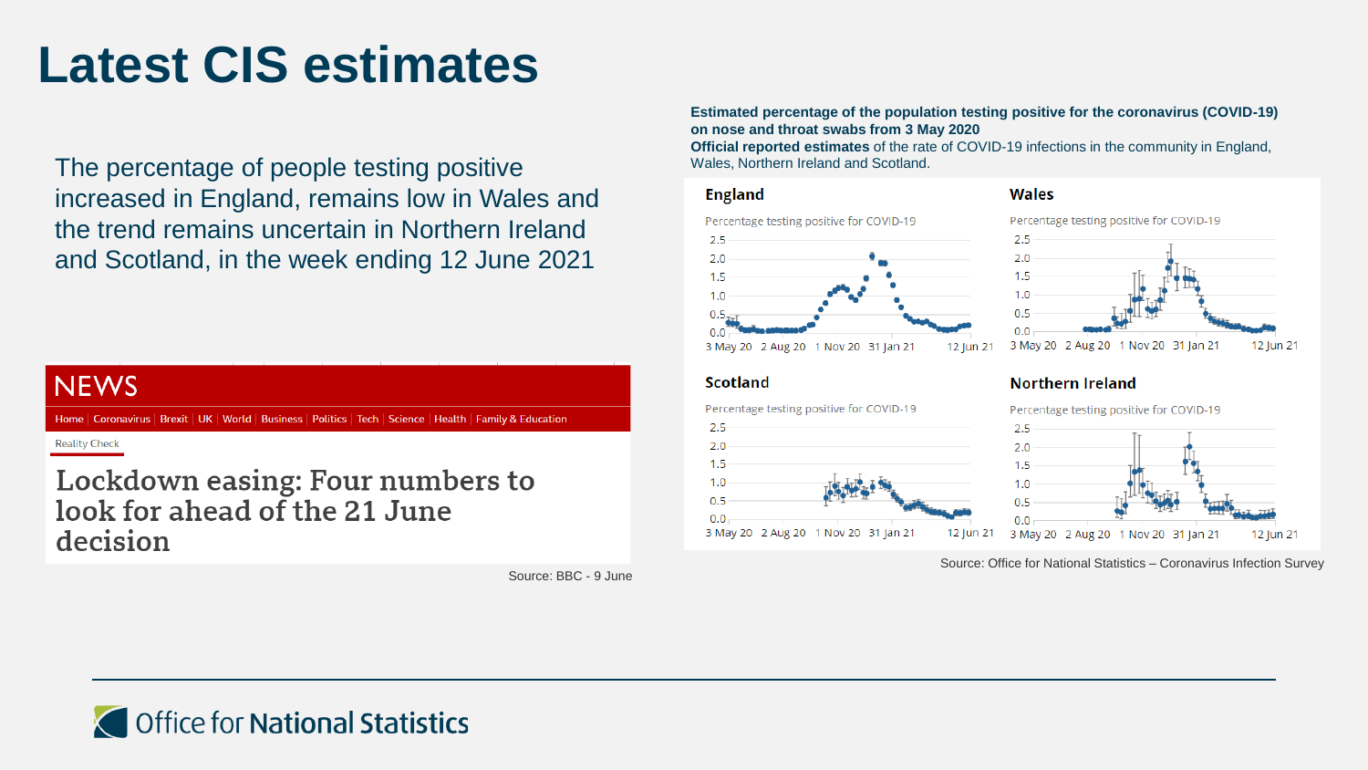# Latest CIS estimates

The percentage of people testing positive increased in England, remains low in Wales and the trend remains uncertain in Northern Ireland and Scotland, in the week ending 12 June 2021

NEWS

Home | Coronavirus | Brexit | UK | World | Business | Politics | Tech | Science | Health | Family & Education

Reality Check

Lockdown easing: Four numbers to look for ahead of the 21 June decision

Source: BBC - 9 June

**Estimated percentage of the population testing positive for the coronavirus (COVID-19) on nose and throat swabs from 3 May 2020**
**Official reported estimates** of the rate of COVID-19 infections in the community in England, Wales, Northern Ireland and Scotland.

England

Percentage testing positive for COVID-19

Wales

Percentage testing positive for COVID-19

Scotland

Percentage testing positive for COVID-19

Northern Ireland

Percentage testing positive for COVID-19

Source: Office for National Statistics – Coronavirus Infection Survey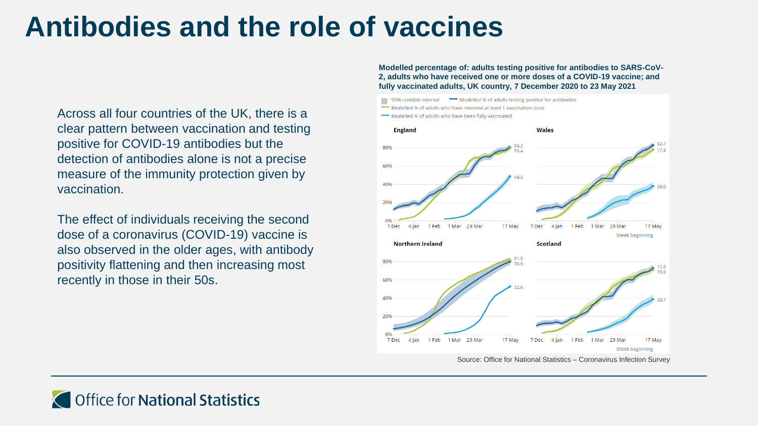# Antibodies and the role of vaccines

Across all four countries of the UK, there is a clear pattern between vaccination and testing positive for COVID-19 antibodies but the detection of antibodies alone is not a precise measure of the immunity protection given by vaccination.

The effect of individuals receiving the second dose of a coronavirus (COVID-19) vaccine is also observed in the older ages, with antibody positivity flattening and then increasing most recently in those in their 50s.

**Modelled percentage of: adults testing positive for antibodies to SARS-CoV-2, adults who have received one or more doses of a COVID-19 vaccine; and fully vaccinated adults, UK country, 7 December 2020 to 23 May 2021**

Source: Office for National Statistics – Coronavirus Infection Survey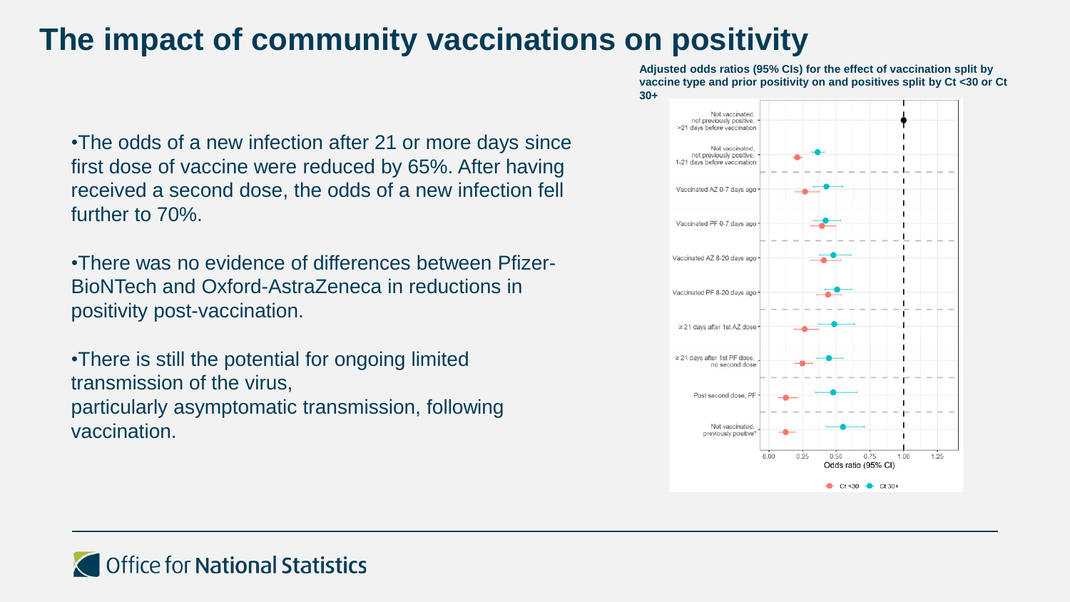# The impact of community vaccinations on positivity

- The odds of a new infection after 21 or more days since first dose of vaccine were reduced by 65%. After having received a second dose, the odds of a new infection fell further to 70%.
- There was no evidence of differences between Pfizer-BioNTech and Oxford-AstraZeneca in reductions in positivity post-vaccination.
- There is still the potential for ongoing limited transmission of the virus, particularly asymptomatic transmission, following vaccination.

**Adjusted odds ratios (95% CIs) for the effect of vaccination split by vaccine type and prior positivity on and positives split by Ct <30 or Ct 30+**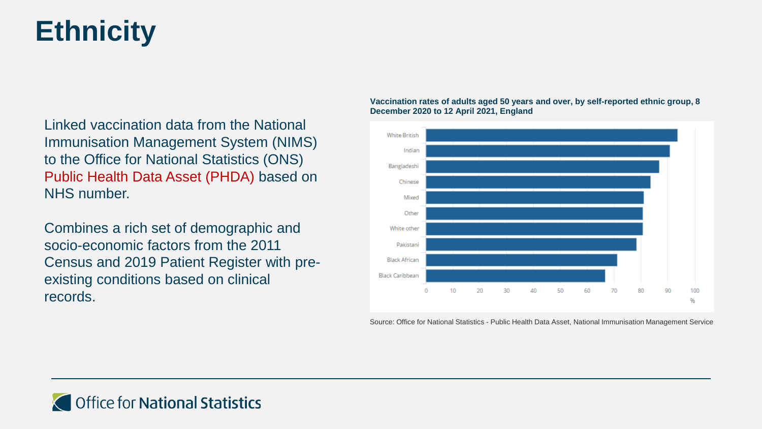# Ethnicity

Linked vaccination data from the National Immunisation Management System (NIMS) to the Office for National Statistics (ONS) Public Health Data Asset (PHDA) based on NHS number.

Combines a rich set of demographic and socio-economic factors from the 2011 Census and 2019 Patient Register with pre-existing conditions based on clinical records.

**Vaccination rates of adults aged 50 years and over, by self-reported ethnic group, 8 December 2020 to 12 April 2021, England**

Source: Office for National Statistics - Public Health Data Asset, National Immunisation Management Service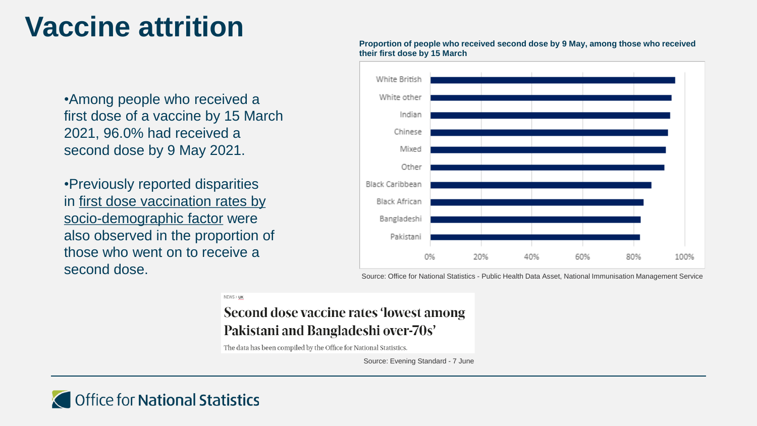# Vaccine attrition

- Among people who received a first dose of a vaccine by 15 March 2021, 96.0% had received a second dose by 9 May 2021.
- Previously reported disparities in first dose vaccination rates by socio-demographic factor were also observed in the proportion of those who went on to receive a second dose.

**Proportion of people who received second dose by 9 May, among those who received their first dose by 15 March**

White British
White other
Indian
Chinese
Mixed
Other
Black Caribbean
Black African
Bangladeshi
Pakistani

0% 20% 40% 60% 80% 100%

Source: Office for National Statistics - Public Health Data Asset, National Immunisation Management Service

NEWS › UK

**Second dose vaccine rates 'lowest among Pakistani and Bangladeshi over-70s'**

The data has been compiled by the Office for National Statistics.

Source: Evening Standard - 7 June

Office for National Statistics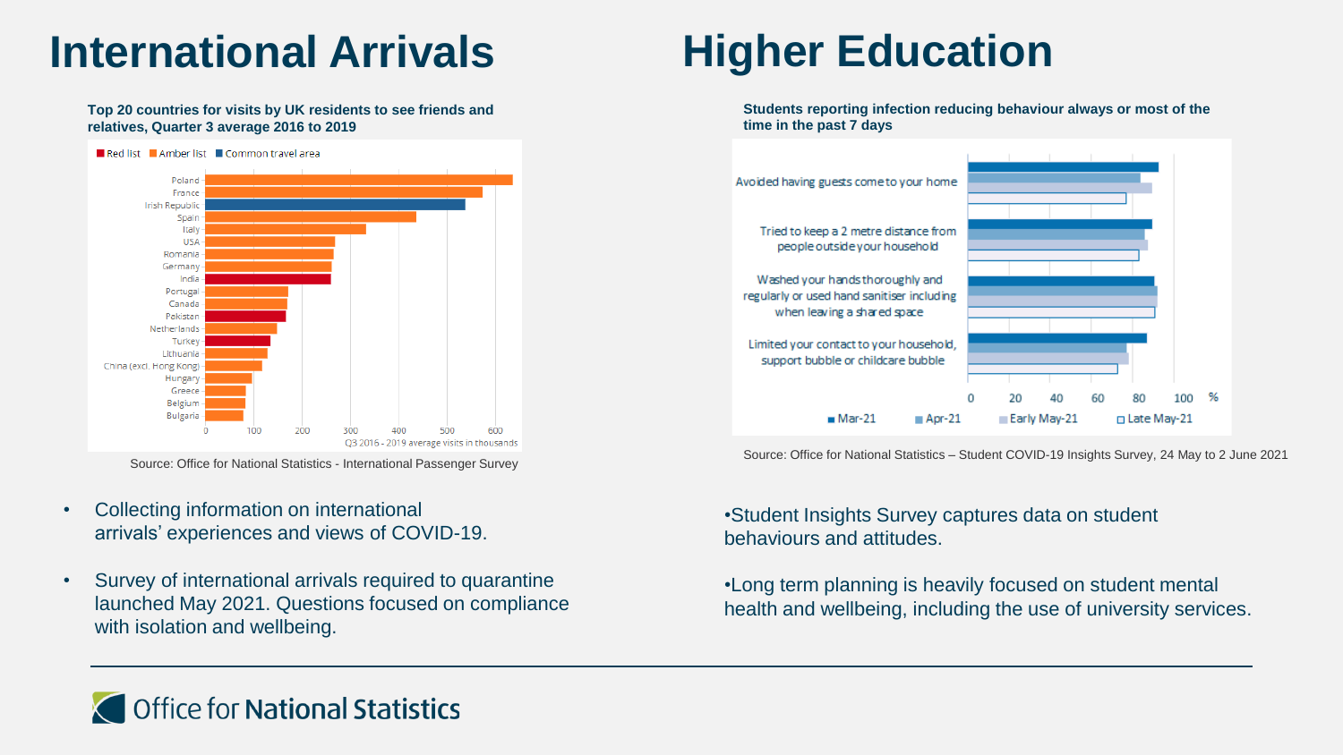# International Arrivals

**Top 20 countries for visits by UK residents to see friends and relatives, Quarter 3 average 2016 to 2019**

Red list | Amber list | Common travel area

Poland, France, Irish Republic, Spain, Italy, USA, Romania, Germany, India, Portugal, Canada, Pakistan, Netherlands, Turkey, Lithuania, China (excl. Hong Kong), Hungary, Greece, Belgium, Bulgaria

Q3 2016 - 2019 average visits in thousands

Source: Office for National Statistics - International Passenger Survey

- Collecting information on international arrivals' experiences and views of COVID-19.
- Survey of international arrivals required to quarantine launched May 2021. Questions focused on compliance with isolation and wellbeing.

# Higher Education

**Students reporting infection reducing behaviour always or most of the time in the past 7 days**

- Avoided having guests come to your home
- Tried to keep a 2 metre distance from people outside your household
- Washed your hands thoroughly and regularly or used hand sanitiser including when leaving a shared space
- Limited your contact to your household, support bubble or childcare bubble

Mar-21 | Apr-21 | Early May-21 | Late May-21 (%)

Source: Office for National Statistics – Student COVID-19 Insights Survey, 24 May to 2 June 2021

- Student Insights Survey captures data on student behaviours and attitudes.
- Long term planning is heavily focused on student mental health and wellbeing, including the use of university services.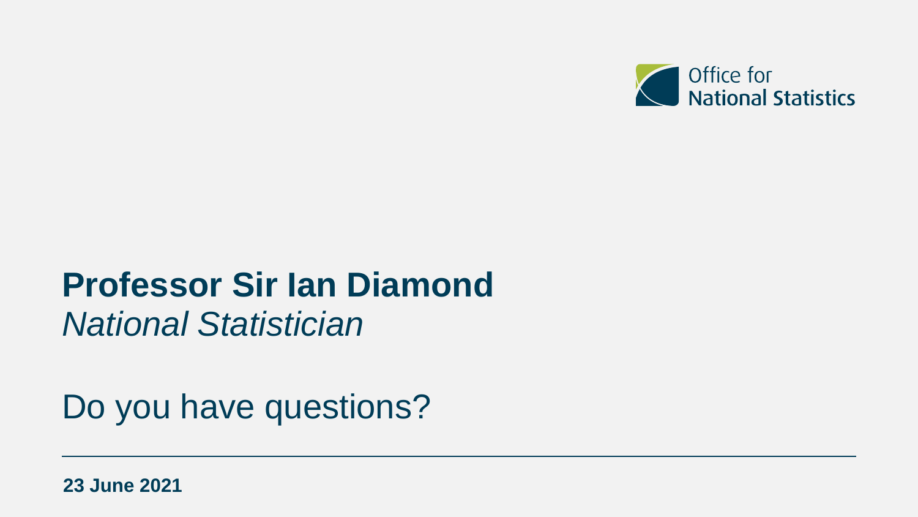Office for National Statistics

**Professor Sir Ian Diamond**
*National Statistician*

Do you have questions?

**23 June 2021**